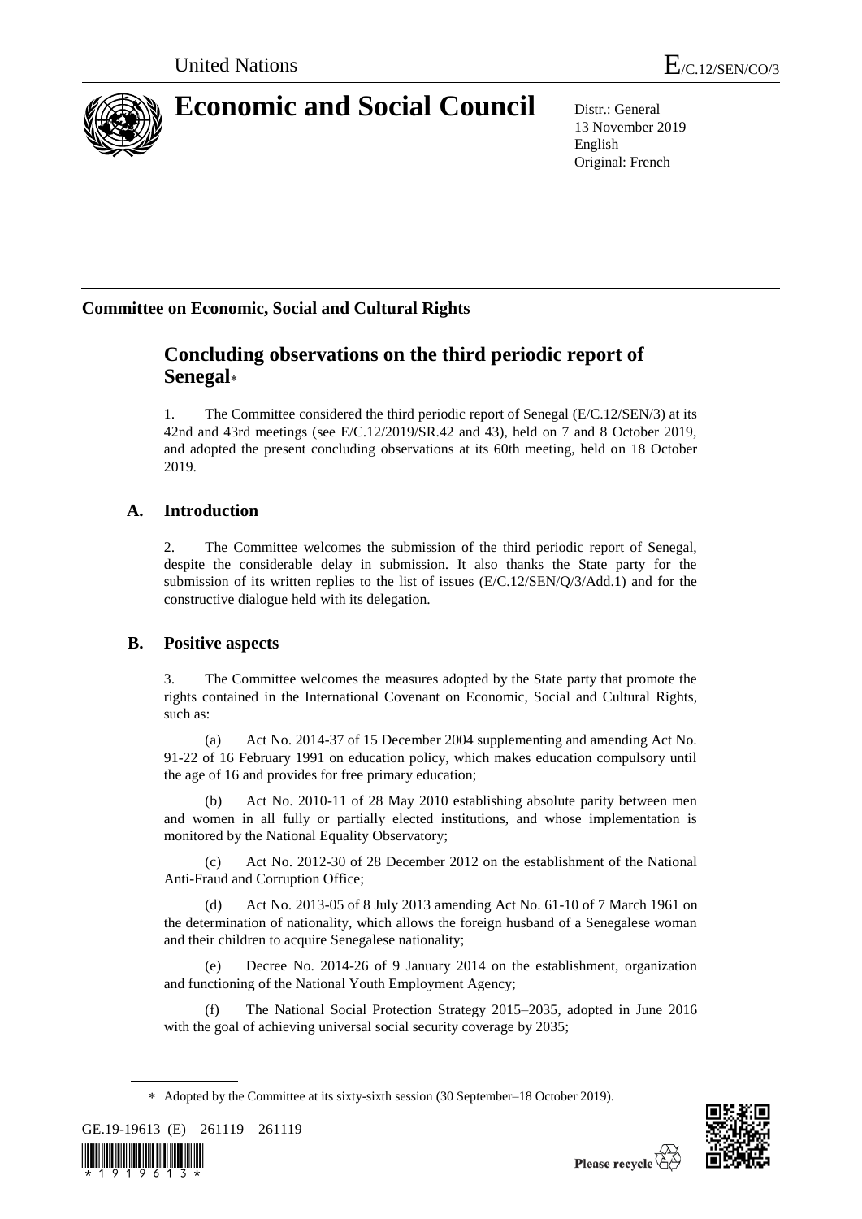United Nations

E/C.12/SEN/CO/3

# Economic and Social Council

Distr.: General
13 November 2019
English
Original: French

## Committee on Economic, Social and Cultural Rights

# Concluding observations on the third periodic report of Senegal*

1. The Committee considered the third periodic report of Senegal (E/C.12/SEN/3) at its 42nd and 43rd meetings (see E/C.12/2019/SR.42 and 43), held on 7 and 8 October 2019, and adopted the present concluding observations at its 60th meeting, held on 18 October 2019.

## A. Introduction

2. The Committee welcomes the submission of the third periodic report of Senegal, despite the considerable delay in submission. It also thanks the State party for the submission of its written replies to the list of issues (E/C.12/SEN/Q/3/Add.1) and for the constructive dialogue held with its delegation.

## B. Positive aspects

3. The Committee welcomes the measures adopted by the State party that promote the rights contained in the International Covenant on Economic, Social and Cultural Rights, such as:

(a) Act No. 2014-37 of 15 December 2004 supplementing and amending Act No. 91-22 of 16 February 1991 on education policy, which makes education compulsory until the age of 16 and provides for free primary education;

(b) Act No. 2010-11 of 28 May 2010 establishing absolute parity between men and women in all fully or partially elected institutions, and whose implementation is monitored by the National Equality Observatory;

(c) Act No. 2012-30 of 28 December 2012 on the establishment of the National Anti-Fraud and Corruption Office;

(d) Act No. 2013-05 of 8 July 2013 amending Act No. 61-10 of 7 March 1961 on the determination of nationality, which allows the foreign husband of a Senegalese woman and their children to acquire Senegalese nationality;

(e) Decree No. 2014-26 of 9 January 2014 on the establishment, organization and functioning of the National Youth Employment Agency;

(f) The National Social Protection Strategy 2015–2035, adopted in June 2016 with the goal of achieving universal social security coverage by 2035;

* Adopted by the Committee at its sixty-sixth session (30 September–18 October 2019).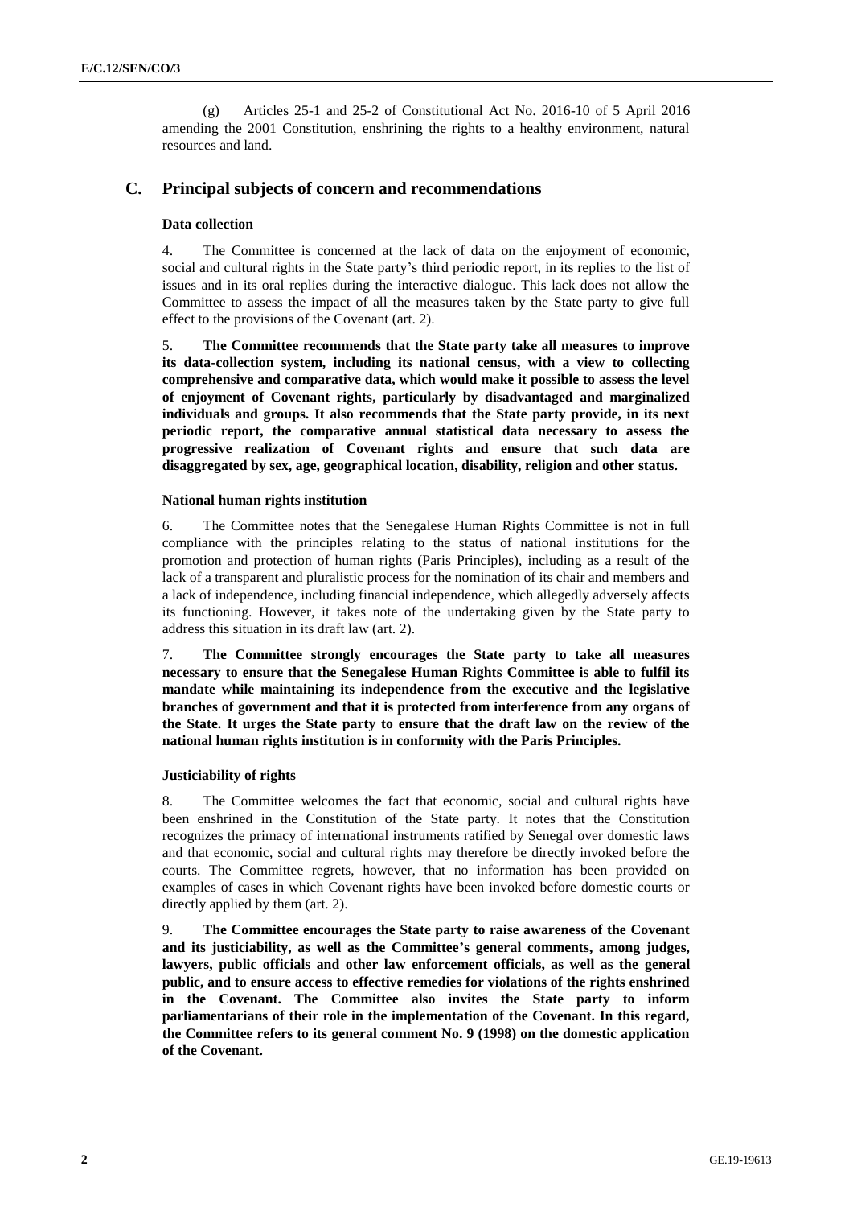(g) Articles 25-1 and 25-2 of Constitutional Act No. 2016-10 of 5 April 2016 amending the 2001 Constitution, enshrining the rights to a healthy environment, natural resources and land.

## C. Principal subjects of concern and recommendations

### Data collection

4. The Committee is concerned at the lack of data on the enjoyment of economic, social and cultural rights in the State party's third periodic report, in its replies to the list of issues and in its oral replies during the interactive dialogue. This lack does not allow the Committee to assess the impact of all the measures taken by the State party to give full effect to the provisions of the Covenant (art. 2).

5. **The Committee recommends that the State party take all measures to improve its data-collection system, including its national census, with a view to collecting comprehensive and comparative data, which would make it possible to assess the level of enjoyment of Covenant rights, particularly by disadvantaged and marginalized individuals and groups. It also recommends that the State party provide, in its next periodic report, the comparative annual statistical data necessary to assess the progressive realization of Covenant rights and ensure that such data are disaggregated by sex, age, geographical location, disability, religion and other status.**

### National human rights institution

6. The Committee notes that the Senegalese Human Rights Committee is not in full compliance with the principles relating to the status of national institutions for the promotion and protection of human rights (Paris Principles), including as a result of the lack of a transparent and pluralistic process for the nomination of its chair and members and a lack of independence, including financial independence, which allegedly adversely affects its functioning. However, it takes note of the undertaking given by the State party to address this situation in its draft law (art. 2).

7. **The Committee strongly encourages the State party to take all measures necessary to ensure that the Senegalese Human Rights Committee is able to fulfil its mandate while maintaining its independence from the executive and the legislative branches of government and that it is protected from interference from any organs of the State. It urges the State party to ensure that the draft law on the review of the national human rights institution is in conformity with the Paris Principles.**

### Justiciability of rights

8. The Committee welcomes the fact that economic, social and cultural rights have been enshrined in the Constitution of the State party. It notes that the Constitution recognizes the primacy of international instruments ratified by Senegal over domestic laws and that economic, social and cultural rights may therefore be directly invoked before the courts. The Committee regrets, however, that no information has been provided on examples of cases in which Covenant rights have been invoked before domestic courts or directly applied by them (art. 2).

9. **The Committee encourages the State party to raise awareness of the Covenant and its justiciability, as well as the Committee's general comments, among judges, lawyers, public officials and other law enforcement officials, as well as the general public, and to ensure access to effective remedies for violations of the rights enshrined in the Covenant. The Committee also invites the State party to inform parliamentarians of their role in the implementation of the Covenant. In this regard, the Committee refers to its general comment No. 9 (1998) on the domestic application of the Covenant.**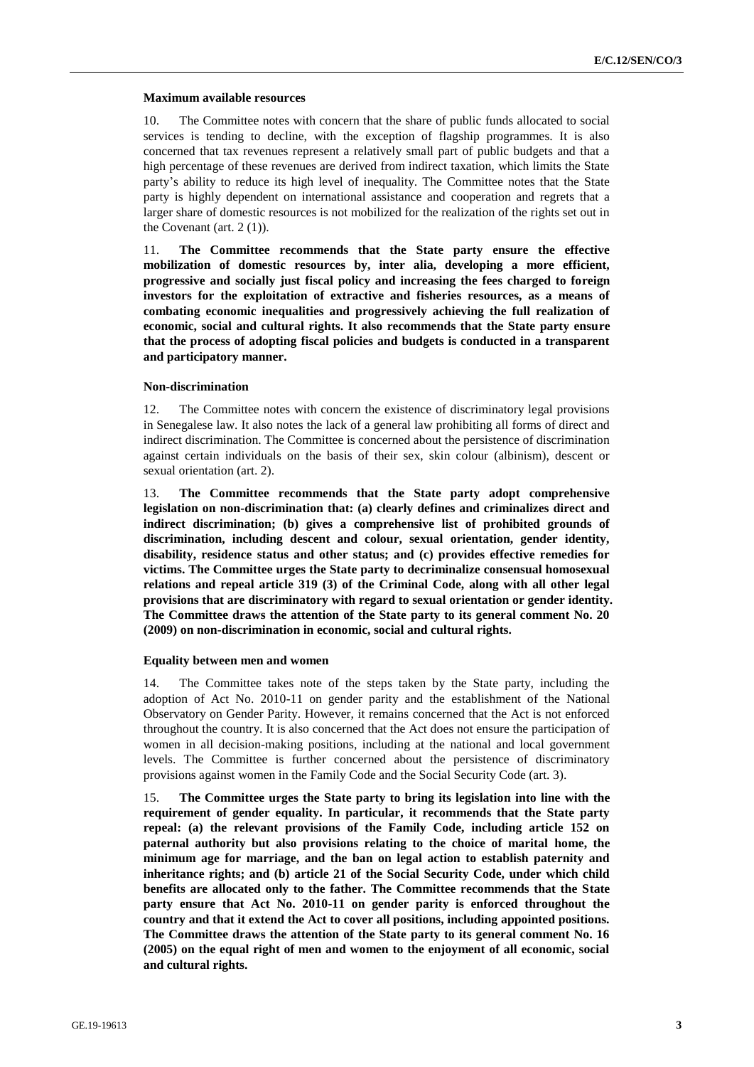### Maximum available resources

10. The Committee notes with concern that the share of public funds allocated to social services is tending to decline, with the exception of flagship programmes. It is also concerned that tax revenues represent a relatively small part of public budgets and that a high percentage of these revenues are derived from indirect taxation, which limits the State party's ability to reduce its high level of inequality. The Committee notes that the State party is highly dependent on international assistance and cooperation and regrets that a larger share of domestic resources is not mobilized for the realization of the rights set out in the Covenant (art. 2 (1)).

11. **The Committee recommends that the State party ensure the effective mobilization of domestic resources by, inter alia, developing a more efficient, progressive and socially just fiscal policy and increasing the fees charged to foreign investors for the exploitation of extractive and fisheries resources, as a means of combating economic inequalities and progressively achieving the full realization of economic, social and cultural rights. It also recommends that the State party ensure that the process of adopting fiscal policies and budgets is conducted in a transparent and participatory manner.**

### Non-discrimination

12. The Committee notes with concern the existence of discriminatory legal provisions in Senegalese law. It also notes the lack of a general law prohibiting all forms of direct and indirect discrimination. The Committee is concerned about the persistence of discrimination against certain individuals on the basis of their sex, skin colour (albinism), descent or sexual orientation (art. 2).

13. **The Committee recommends that the State party adopt comprehensive legislation on non-discrimination that: (a) clearly defines and criminalizes direct and indirect discrimination; (b) gives a comprehensive list of prohibited grounds of discrimination, including descent and colour, sexual orientation, gender identity, disability, residence status and other status; and (c) provides effective remedies for victims. The Committee urges the State party to decriminalize consensual homosexual relations and repeal article 319 (3) of the Criminal Code, along with all other legal provisions that are discriminatory with regard to sexual orientation or gender identity. The Committee draws the attention of the State party to its general comment No. 20 (2009) on non-discrimination in economic, social and cultural rights.**

### Equality between men and women

14. The Committee takes note of the steps taken by the State party, including the adoption of Act No. 2010-11 on gender parity and the establishment of the National Observatory on Gender Parity. However, it remains concerned that the Act is not enforced throughout the country. It is also concerned that the Act does not ensure the participation of women in all decision-making positions, including at the national and local government levels. The Committee is further concerned about the persistence of discriminatory provisions against women in the Family Code and the Social Security Code (art. 3).

15. **The Committee urges the State party to bring its legislation into line with the requirement of gender equality. In particular, it recommends that the State party repeal: (a) the relevant provisions of the Family Code, including article 152 on paternal authority but also provisions relating to the choice of marital home, the minimum age for marriage, and the ban on legal action to establish paternity and inheritance rights; and (b) article 21 of the Social Security Code, under which child benefits are allocated only to the father. The Committee recommends that the State party ensure that Act No. 2010-11 on gender parity is enforced throughout the country and that it extend the Act to cover all positions, including appointed positions. The Committee draws the attention of the State party to its general comment No. 16 (2005) on the equal right of men and women to the enjoyment of all economic, social and cultural rights.**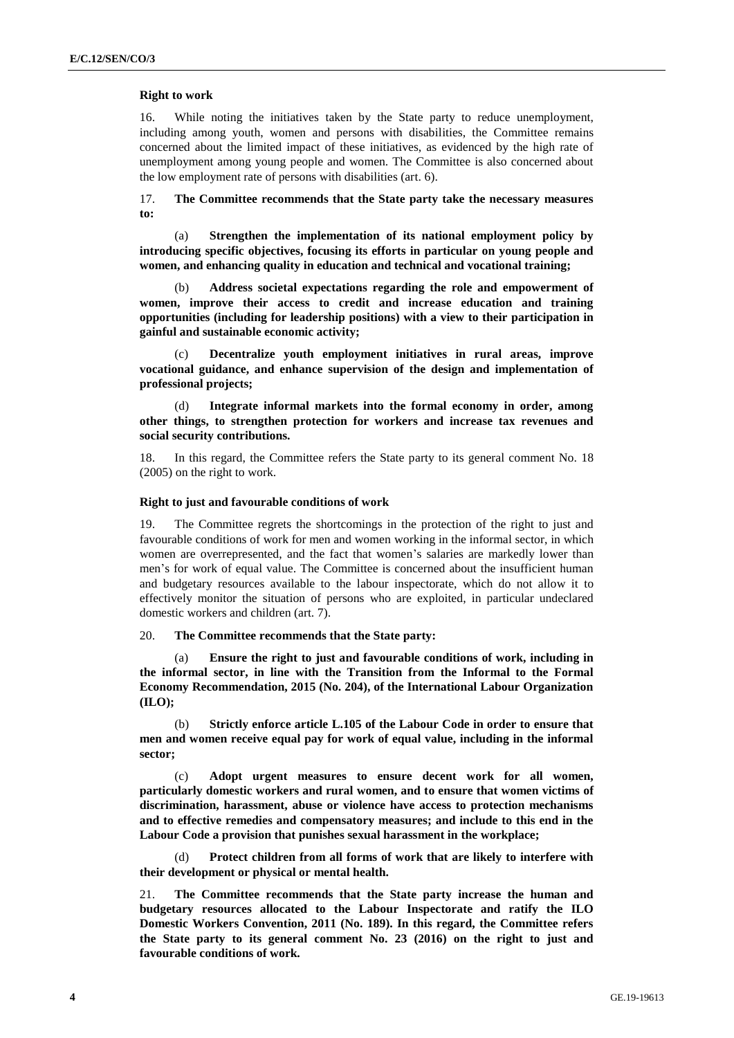### Right to work

16. While noting the initiatives taken by the State party to reduce unemployment, including among youth, women and persons with disabilities, the Committee remains concerned about the limited impact of these initiatives, as evidenced by the high rate of unemployment among young people and women. The Committee is also concerned about the low employment rate of persons with disabilities (art. 6).

17. **The Committee recommends that the State party take the necessary measures to:**

(a) **Strengthen the implementation of its national employment policy by introducing specific objectives, focusing its efforts in particular on young people and women, and enhancing quality in education and technical and vocational training;**

(b) **Address societal expectations regarding the role and empowerment of women, improve their access to credit and increase education and training opportunities (including for leadership positions) with a view to their participation in gainful and sustainable economic activity;**

(c) **Decentralize youth employment initiatives in rural areas, improve vocational guidance, and enhance supervision of the design and implementation of professional projects;**

(d) **Integrate informal markets into the formal economy in order, among other things, to strengthen protection for workers and increase tax revenues and social security contributions.**

18. In this regard, the Committee refers the State party to its general comment No. 18 (2005) on the right to work.

### Right to just and favourable conditions of work

19. The Committee regrets the shortcomings in the protection of the right to just and favourable conditions of work for men and women working in the informal sector, in which women are overrepresented, and the fact that women's salaries are markedly lower than men's for work of equal value. The Committee is concerned about the insufficient human and budgetary resources available to the labour inspectorate, which do not allow it to effectively monitor the situation of persons who are exploited, in particular undeclared domestic workers and children (art. 7).

20. **The Committee recommends that the State party:**

(a) **Ensure the right to just and favourable conditions of work, including in the informal sector, in line with the Transition from the Informal to the Formal Economy Recommendation, 2015 (No. 204), of the International Labour Organization (ILO);**

(b) **Strictly enforce article L.105 of the Labour Code in order to ensure that men and women receive equal pay for work of equal value, including in the informal sector;**

(c) **Adopt urgent measures to ensure decent work for all women, particularly domestic workers and rural women, and to ensure that women victims of discrimination, harassment, abuse or violence have access to protection mechanisms and to effective remedies and compensatory measures; and include to this end in the Labour Code a provision that punishes sexual harassment in the workplace;**

(d) **Protect children from all forms of work that are likely to interfere with their development or physical or mental health.**

21. **The Committee recommends that the State party increase the human and budgetary resources allocated to the Labour Inspectorate and ratify the ILO Domestic Workers Convention, 2011 (No. 189). In this regard, the Committee refers the State party to its general comment No. 23 (2016) on the right to just and favourable conditions of work.**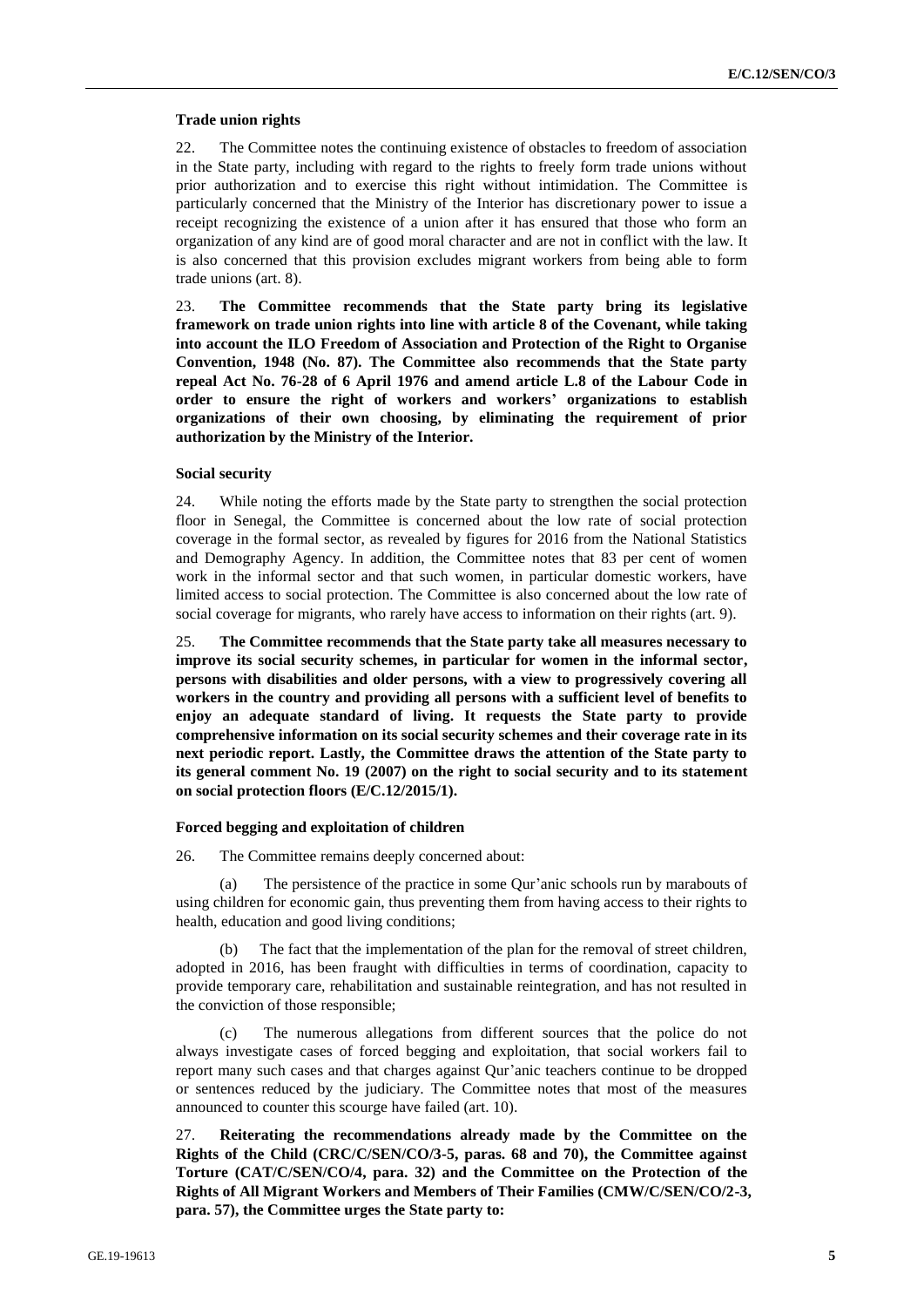### Trade union rights

22. The Committee notes the continuing existence of obstacles to freedom of association in the State party, including with regard to the rights to freely form trade unions without prior authorization and to exercise this right without intimidation. The Committee is particularly concerned that the Ministry of the Interior has discretionary power to issue a receipt recognizing the existence of a union after it has ensured that those who form an organization of any kind are of good moral character and are not in conflict with the law. It is also concerned that this provision excludes migrant workers from being able to form trade unions (art. 8).

23. **The Committee recommends that the State party bring its legislative framework on trade union rights into line with article 8 of the Covenant, while taking into account the ILO Freedom of Association and Protection of the Right to Organise Convention, 1948 (No. 87). The Committee also recommends that the State party repeal Act No. 76-28 of 6 April 1976 and amend article L.8 of the Labour Code in order to ensure the right of workers and workers' organizations to establish organizations of their own choosing, by eliminating the requirement of prior authorization by the Ministry of the Interior.**

### Social security

24. While noting the efforts made by the State party to strengthen the social protection floor in Senegal, the Committee is concerned about the low rate of social protection coverage in the formal sector, as revealed by figures for 2016 from the National Statistics and Demography Agency. In addition, the Committee notes that 83 per cent of women work in the informal sector and that such women, in particular domestic workers, have limited access to social protection. The Committee is also concerned about the low rate of social coverage for migrants, who rarely have access to information on their rights (art. 9).

25. **The Committee recommends that the State party take all measures necessary to improve its social security schemes, in particular for women in the informal sector, persons with disabilities and older persons, with a view to progressively covering all workers in the country and providing all persons with a sufficient level of benefits to enjoy an adequate standard of living. It requests the State party to provide comprehensive information on its social security schemes and their coverage rate in its next periodic report. Lastly, the Committee draws the attention of the State party to its general comment No. 19 (2007) on the right to social security and to its statement on social protection floors (E/C.12/2015/1).**

### Forced begging and exploitation of children

26. The Committee remains deeply concerned about:

(a) The persistence of the practice in some Qur'anic schools run by marabouts of using children for economic gain, thus preventing them from having access to their rights to health, education and good living conditions;

(b) The fact that the implementation of the plan for the removal of street children, adopted in 2016, has been fraught with difficulties in terms of coordination, capacity to provide temporary care, rehabilitation and sustainable reintegration, and has not resulted in the conviction of those responsible;

(c) The numerous allegations from different sources that the police do not always investigate cases of forced begging and exploitation, that social workers fail to report many such cases and that charges against Qur'anic teachers continue to be dropped or sentences reduced by the judiciary. The Committee notes that most of the measures announced to counter this scourge have failed (art. 10).

27. **Reiterating the recommendations already made by the Committee on the Rights of the Child (CRC/C/SEN/CO/3-5, paras. 68 and 70), the Committee against Torture (CAT/C/SEN/CO/4, para. 32) and the Committee on the Protection of the Rights of All Migrant Workers and Members of Their Families (CMW/C/SEN/CO/2-3, para. 57), the Committee urges the State party to:**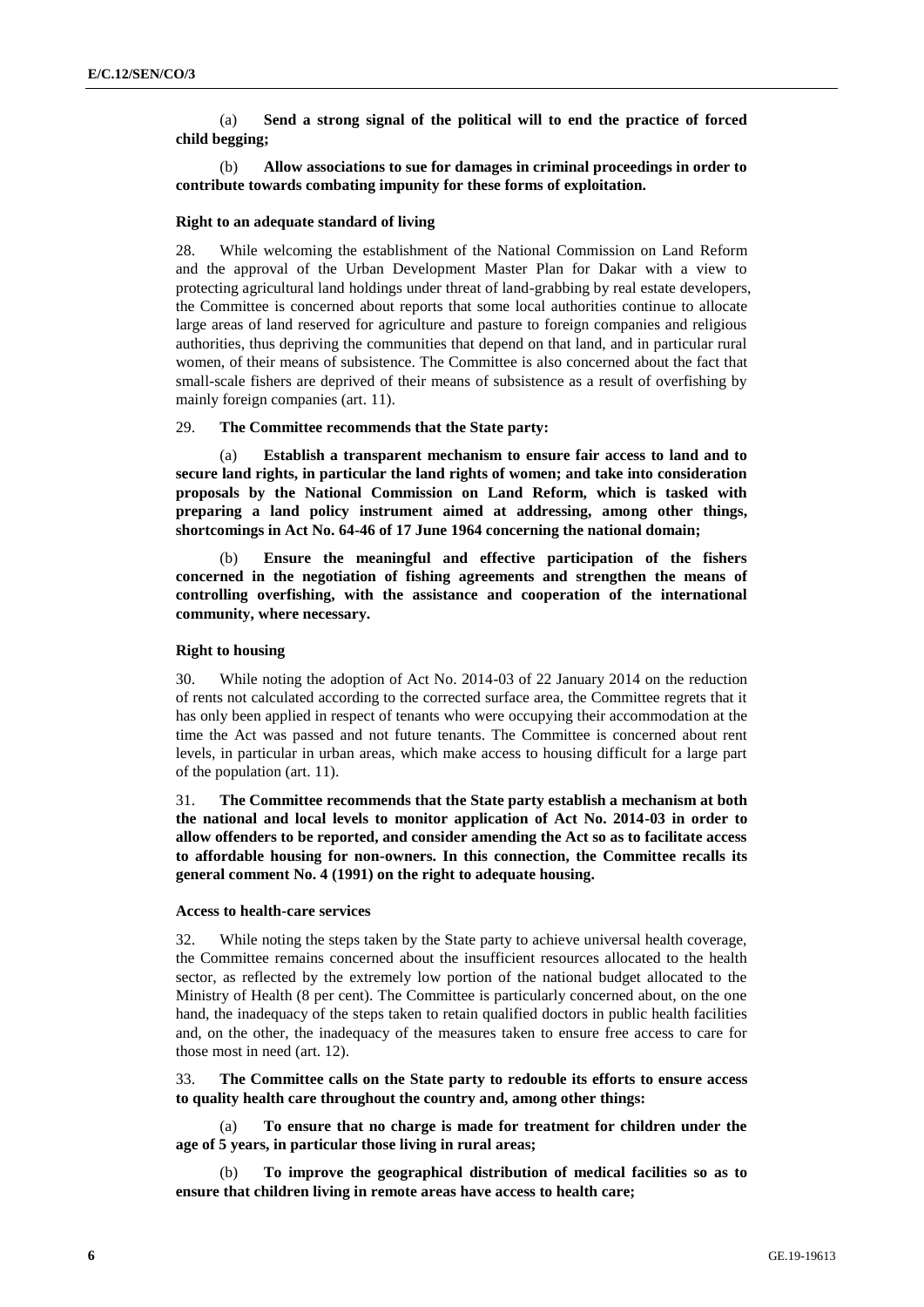(a) **Send a strong signal of the political will to end the practice of forced child begging;**

(b) **Allow associations to sue for damages in criminal proceedings in order to contribute towards combating impunity for these forms of exploitation.**

### Right to an adequate standard of living

28. While welcoming the establishment of the National Commission on Land Reform and the approval of the Urban Development Master Plan for Dakar with a view to protecting agricultural land holdings under threat of land-grabbing by real estate developers, the Committee is concerned about reports that some local authorities continue to allocate large areas of land reserved for agriculture and pasture to foreign companies and religious authorities, thus depriving the communities that depend on that land, and in particular rural women, of their means of subsistence. The Committee is also concerned about the fact that small-scale fishers are deprived of their means of subsistence as a result of overfishing by mainly foreign companies (art. 11).

29. **The Committee recommends that the State party:**

(a) **Establish a transparent mechanism to ensure fair access to land and to secure land rights, in particular the land rights of women; and take into consideration proposals by the National Commission on Land Reform, which is tasked with preparing a land policy instrument aimed at addressing, among other things, shortcomings in Act No. 64-46 of 17 June 1964 concerning the national domain;**

(b) **Ensure the meaningful and effective participation of the fishers concerned in the negotiation of fishing agreements and strengthen the means of controlling overfishing, with the assistance and cooperation of the international community, where necessary.**

### Right to housing

30. While noting the adoption of Act No. 2014-03 of 22 January 2014 on the reduction of rents not calculated according to the corrected surface area, the Committee regrets that it has only been applied in respect of tenants who were occupying their accommodation at the time the Act was passed and not future tenants. The Committee is concerned about rent levels, in particular in urban areas, which make access to housing difficult for a large part of the population (art. 11).

31. **The Committee recommends that the State party establish a mechanism at both the national and local levels to monitor application of Act No. 2014-03 in order to allow offenders to be reported, and consider amending the Act so as to facilitate access to affordable housing for non-owners. In this connection, the Committee recalls its general comment No. 4 (1991) on the right to adequate housing.**

### Access to health-care services

32. While noting the steps taken by the State party to achieve universal health coverage, the Committee remains concerned about the insufficient resources allocated to the health sector, as reflected by the extremely low portion of the national budget allocated to the Ministry of Health (8 per cent). The Committee is particularly concerned about, on the one hand, the inadequacy of the steps taken to retain qualified doctors in public health facilities and, on the other, the inadequacy of the measures taken to ensure free access to care for those most in need (art. 12).

33. **The Committee calls on the State party to redouble its efforts to ensure access to quality health care throughout the country and, among other things:**

(a) **To ensure that no charge is made for treatment for children under the age of 5 years, in particular those living in rural areas;**

(b) **To improve the geographical distribution of medical facilities so as to ensure that children living in remote areas have access to health care;**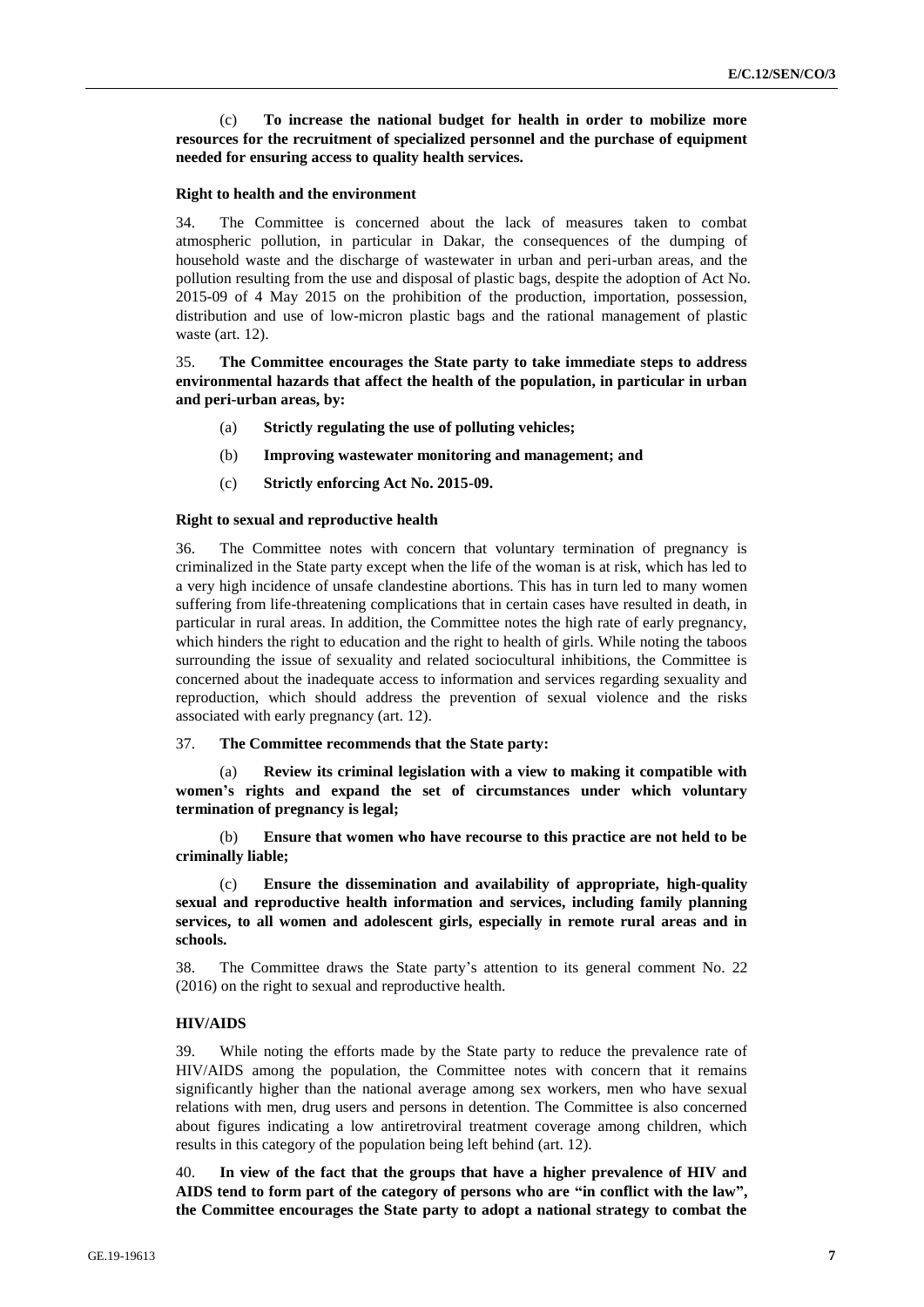(c) **To increase the national budget for health in order to mobilize more resources for the recruitment of specialized personnel and the purchase of equipment needed for ensuring access to quality health services.**

#### Right to health and the environment

34. The Committee is concerned about the lack of measures taken to combat atmospheric pollution, in particular in Dakar, the consequences of the dumping of household waste and the discharge of wastewater in urban and peri-urban areas, and the pollution resulting from the use and disposal of plastic bags, despite the adoption of Act No. 2015-09 of 4 May 2015 on the prohibition of the production, importation, possession, distribution and use of low-micron plastic bags and the rational management of plastic waste (art. 12).

35. **The Committee encourages the State party to take immediate steps to address environmental hazards that affect the health of the population, in particular in urban and peri-urban areas, by:**

(a) **Strictly regulating the use of polluting vehicles;**

(b) **Improving wastewater monitoring and management; and**

(c) **Strictly enforcing Act No. 2015-09.**

#### Right to sexual and reproductive health

36. The Committee notes with concern that voluntary termination of pregnancy is criminalized in the State party except when the life of the woman is at risk, which has led to a very high incidence of unsafe clandestine abortions. This has in turn led to many women suffering from life-threatening complications that in certain cases have resulted in death, in particular in rural areas. In addition, the Committee notes the high rate of early pregnancy, which hinders the right to education and the right to health of girls. While noting the taboos surrounding the issue of sexuality and related sociocultural inhibitions, the Committee is concerned about the inadequate access to information and services regarding sexuality and reproduction, which should address the prevention of sexual violence and the risks associated with early pregnancy (art. 12).

37. **The Committee recommends that the State party:**

(a) **Review its criminal legislation with a view to making it compatible with women's rights and expand the set of circumstances under which voluntary termination of pregnancy is legal;**

(b) **Ensure that women who have recourse to this practice are not held to be criminally liable;**

(c) **Ensure the dissemination and availability of appropriate, high-quality sexual and reproductive health information and services, including family planning services, to all women and adolescent girls, especially in remote rural areas and in schools.**

38. The Committee draws the State party's attention to its general comment No. 22 (2016) on the right to sexual and reproductive health.

#### HIV/AIDS

39. While noting the efforts made by the State party to reduce the prevalence rate of HIV/AIDS among the population, the Committee notes with concern that it remains significantly higher than the national average among sex workers, men who have sexual relations with men, drug users and persons in detention. The Committee is also concerned about figures indicating a low antiretroviral treatment coverage among children, which results in this category of the population being left behind (art. 12).

40. **In view of the fact that the groups that have a higher prevalence of HIV and AIDS tend to form part of the category of persons who are "in conflict with the law", the Committee encourages the State party to adopt a national strategy to combat the**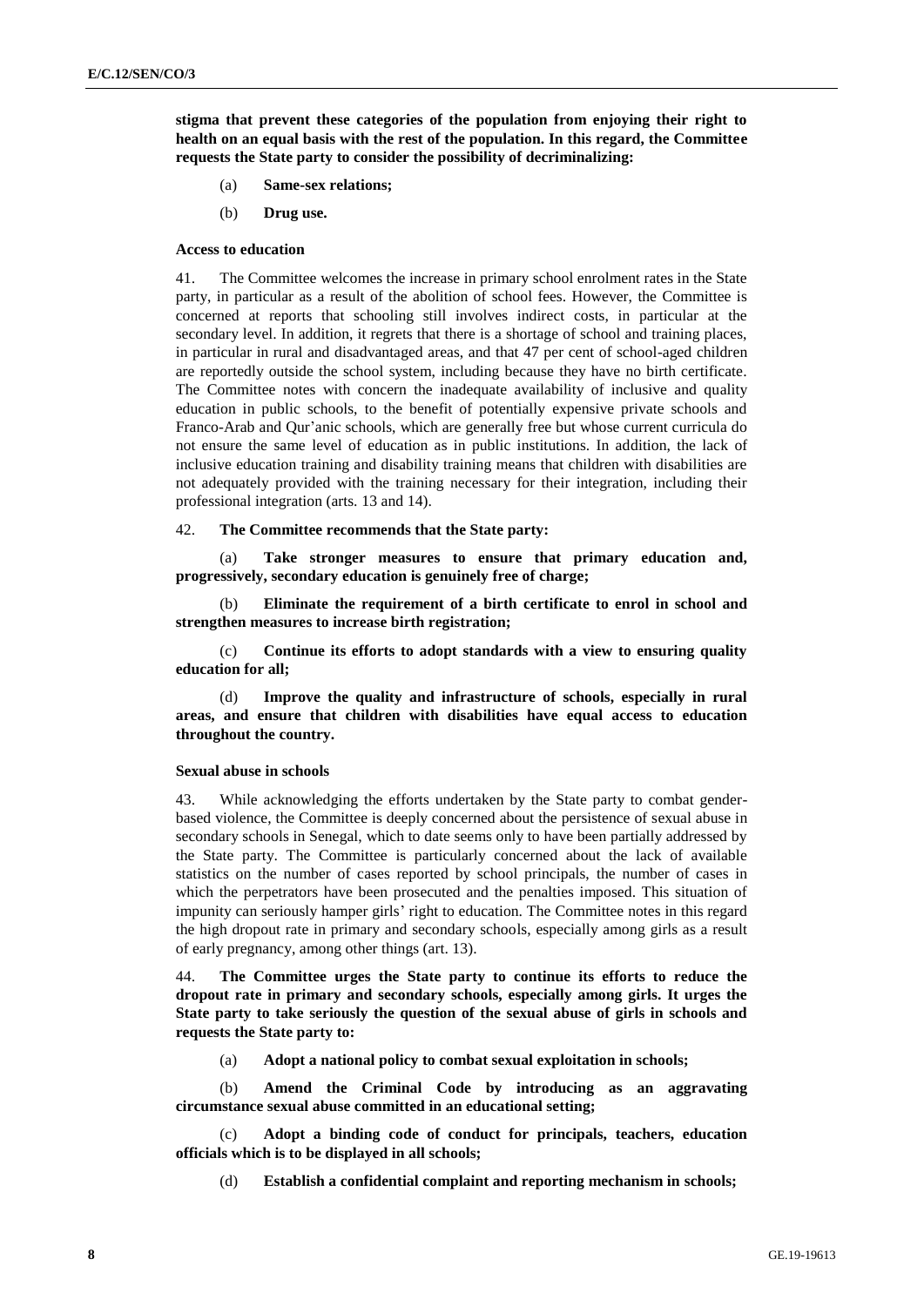**stigma that prevent these categories of the population from enjoying their right to health on an equal basis with the rest of the population. In this regard, the Committee requests the State party to consider the possibility of decriminalizing:**

(a) **Same-sex relations;**

(b) **Drug use.**

### Access to education

41. The Committee welcomes the increase in primary school enrolment rates in the State party, in particular as a result of the abolition of school fees. However, the Committee is concerned at reports that schooling still involves indirect costs, in particular at the secondary level. In addition, it regrets that there is a shortage of school and training places, in particular in rural and disadvantaged areas, and that 47 per cent of school-aged children are reportedly outside the school system, including because they have no birth certificate. The Committee notes with concern the inadequate availability of inclusive and quality education in public schools, to the benefit of potentially expensive private schools and Franco-Arab and Qur'anic schools, which are generally free but whose current curricula do not ensure the same level of education as in public institutions. In addition, the lack of inclusive education training and disability training means that children with disabilities are not adequately provided with the training necessary for their integration, including their professional integration (arts. 13 and 14).

42. **The Committee recommends that the State party:**

(a) **Take stronger measures to ensure that primary education and, progressively, secondary education is genuinely free of charge;**

(b) **Eliminate the requirement of a birth certificate to enrol in school and strengthen measures to increase birth registration;**

(c) **Continue its efforts to adopt standards with a view to ensuring quality education for all;**

(d) **Improve the quality and infrastructure of schools, especially in rural areas, and ensure that children with disabilities have equal access to education throughout the country.**

### Sexual abuse in schools

43. While acknowledging the efforts undertaken by the State party to combat gender-based violence, the Committee is deeply concerned about the persistence of sexual abuse in secondary schools in Senegal, which to date seems only to have been partially addressed by the State party. The Committee is particularly concerned about the lack of available statistics on the number of cases reported by school principals, the number of cases in which the perpetrators have been prosecuted and the penalties imposed. This situation of impunity can seriously hamper girls' right to education. The Committee notes in this regard the high dropout rate in primary and secondary schools, especially among girls as a result of early pregnancy, among other things (art. 13).

44. **The Committee urges the State party to continue its efforts to reduce the dropout rate in primary and secondary schools, especially among girls. It urges the State party to take seriously the question of the sexual abuse of girls in schools and requests the State party to:**

(a) **Adopt a national policy to combat sexual exploitation in schools;**

(b) **Amend the Criminal Code by introducing as an aggravating circumstance sexual abuse committed in an educational setting;**

(c) **Adopt a binding code of conduct for principals, teachers, education officials which is to be displayed in all schools;**

(d) **Establish a confidential complaint and reporting mechanism in schools;**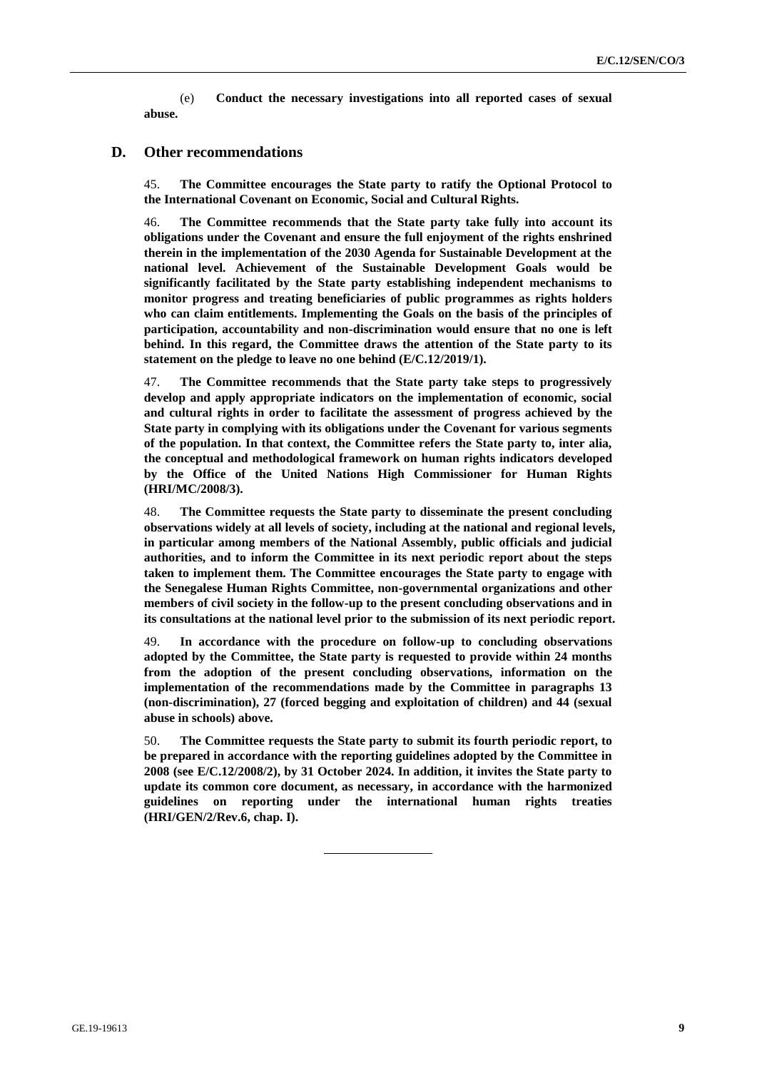(e) **Conduct the necessary investigations into all reported cases of sexual abuse.**

## D. Other recommendations

45. **The Committee encourages the State party to ratify the Optional Protocol to the International Covenant on Economic, Social and Cultural Rights.**

46. **The Committee recommends that the State party take fully into account its obligations under the Covenant and ensure the full enjoyment of the rights enshrined therein in the implementation of the 2030 Agenda for Sustainable Development at the national level. Achievement of the Sustainable Development Goals would be significantly facilitated by the State party establishing independent mechanisms to monitor progress and treating beneficiaries of public programmes as rights holders who can claim entitlements. Implementing the Goals on the basis of the principles of participation, accountability and non-discrimination would ensure that no one is left behind. In this regard, the Committee draws the attention of the State party to its statement on the pledge to leave no one behind (E/C.12/2019/1).**

47. **The Committee recommends that the State party take steps to progressively develop and apply appropriate indicators on the implementation of economic, social and cultural rights in order to facilitate the assessment of progress achieved by the State party in complying with its obligations under the Covenant for various segments of the population. In that context, the Committee refers the State party to, inter alia, the conceptual and methodological framework on human rights indicators developed by the Office of the United Nations High Commissioner for Human Rights (HRI/MC/2008/3).**

48. **The Committee requests the State party to disseminate the present concluding observations widely at all levels of society, including at the national and regional levels, in particular among members of the National Assembly, public officials and judicial authorities, and to inform the Committee in its next periodic report about the steps taken to implement them. The Committee encourages the State party to engage with the Senegalese Human Rights Committee, non-governmental organizations and other members of civil society in the follow-up to the present concluding observations and in its consultations at the national level prior to the submission of its next periodic report.**

49. **In accordance with the procedure on follow-up to concluding observations adopted by the Committee, the State party is requested to provide within 24 months from the adoption of the present concluding observations, information on the implementation of the recommendations made by the Committee in paragraphs 13 (non-discrimination), 27 (forced begging and exploitation of children) and 44 (sexual abuse in schools) above.**

50. **The Committee requests the State party to submit its fourth periodic report, to be prepared in accordance with the reporting guidelines adopted by the Committee in 2008 (see E/C.12/2008/2), by 31 October 2024. In addition, it invites the State party to update its common core document, as necessary, in accordance with the harmonized guidelines on reporting under the international human rights treaties (HRI/GEN/2/Rev.6, chap. I).**